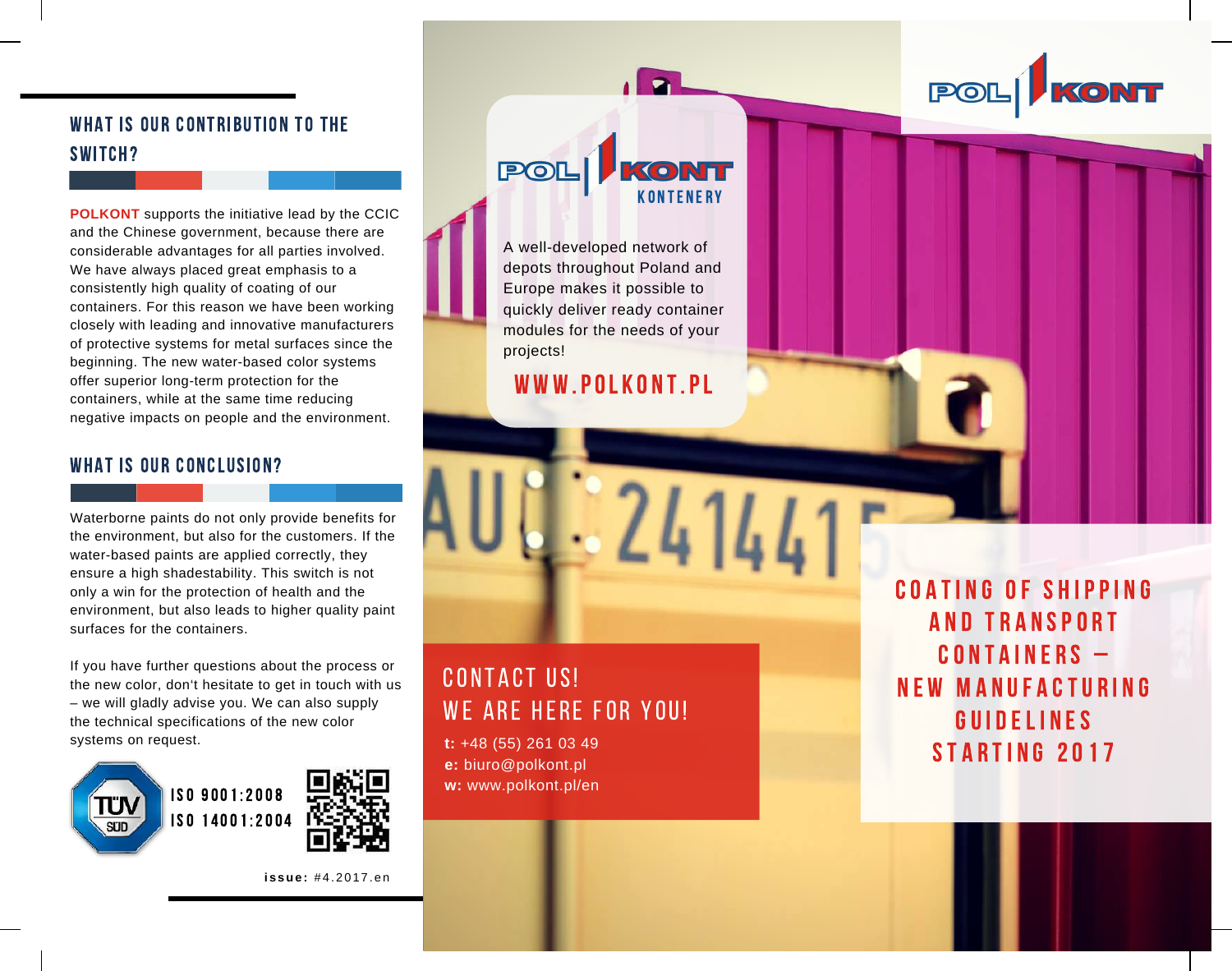## WHAT IS OUR CONTRIBUTION TO THE SWITCH?

**POLKONT** supports the initiative lead by the CCIC and the Chinese government, because there are considerable advantages for all parties involved. We have always placed great emphasis to a consistently high quality of coating of our containers. For this reason we have been working closely with leading and innovative manufacturers of protective systems for metal surfaces since the beginning. The new water-based color systems offer superior long-term protection for the containers, while at the same time reducing negative impacts on people and the environment.

## WHAT IS OUR CONCLUSION?

Waterborne paints do not only provide benefits for the environment, but also for the customers. If the water-based paints are applied correctly, they ensure a high shadestability. This switch is not only a win for the protection of health and the environment, but also leads to higher quality paint surfaces for the containers.

If you have further questions about the process or the new color, don't hesitate to get in touch with us – we will gladly advise you. We can also supply the technical specifications of the new color systems on request.

ISO 9001:2008
ISO 14001:2004

**issue:** #4.2017.en

POL KONT KONTENERY

A well-developed network of depots throughout Poland and Europe makes it possible to quickly deliver ready container modules for the needs of your projects!

WWW.POLKONT.PL

## CONTACT US! WE ARE HERE FOR YOU!

**t:** +48 (55) 261 03 49
**e:** biuro@polkont.pl
**w:** www.polkont.pl/en

POL KONT

# COATING OF SHIPPING AND TRANSPORT CONTAINERS – NEW MANUFACTURING GUIDELINES STARTING 2017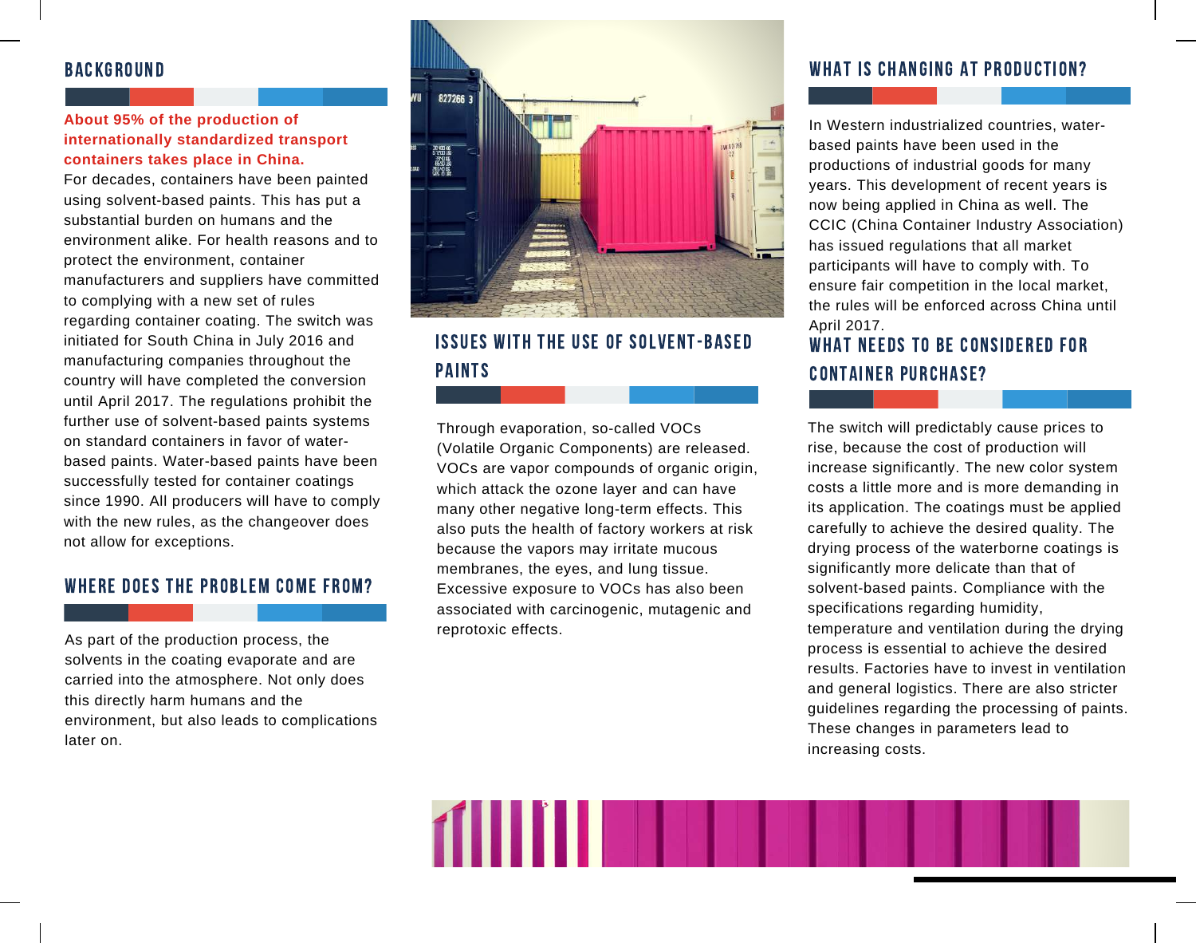## BACKGROUND

**About 95% of the production of internationally standardized transport containers takes place in China.**

For decades, containers have been painted using solvent-based paints. This has put a substantial burden on humans and the environment alike. For health reasons and to protect the environment, container manufacturers and suppliers have committed to complying with a new set of rules regarding container coating. The switch was initiated for South China in July 2016 and manufacturing companies throughout the country will have completed the conversion until April 2017. The regulations prohibit the further use of solvent-based paints systems on standard containers in favor of water-based paints. Water-based paints have been successfully tested for container coatings since 1990. All producers will have to comply with the new rules, as the changeover does not allow for exceptions.

## WHERE DOES THE PROBLEM COME FROM?

As part of the production process, the solvents in the coating evaporate and are carried into the atmosphere. Not only does this directly harm humans and the environment, but also leads to complications later on.

## ISSUES WITH THE USE OF SOLVENT-BASED PAINTS

Through evaporation, so-called VOCs (Volatile Organic Components) are released. VOCs are vapor compounds of organic origin, which attack the ozone layer and can have many other negative long-term effects. This also puts the health of factory workers at risk because the vapors may irritate mucous membranes, the eyes, and lung tissue. Excessive exposure to VOCs has also been associated with carcinogenic, mutagenic and reprotoxic effects.

## WHAT IS CHANGING AT PRODUCTION?

In Western industrialized countries, water-based paints have been used in the productions of industrial goods for many years. This development of recent years is now being applied in China as well. The CCIC (China Container Industry Association) has issued regulations that all market participants will have to comply with. To ensure fair competition in the local market, the rules will be enforced across China until April 2017.

## WHAT NEEDS TO BE CONSIDERED FOR CONTAINER PURCHASE?

The switch will predictably cause prices to rise, because the cost of production will increase significantly. The new color system costs a little more and is more demanding in its application. The coatings must be applied carefully to achieve the desired quality. The drying process of the waterborne coatings is significantly more delicate than that of solvent-based paints. Compliance with the specifications regarding humidity, temperature and ventilation during the drying process is essential to achieve the desired results. Factories have to invest in ventilation and general logistics. There are also stricter guidelines regarding the processing of paints. These changes in parameters lead to increasing costs.